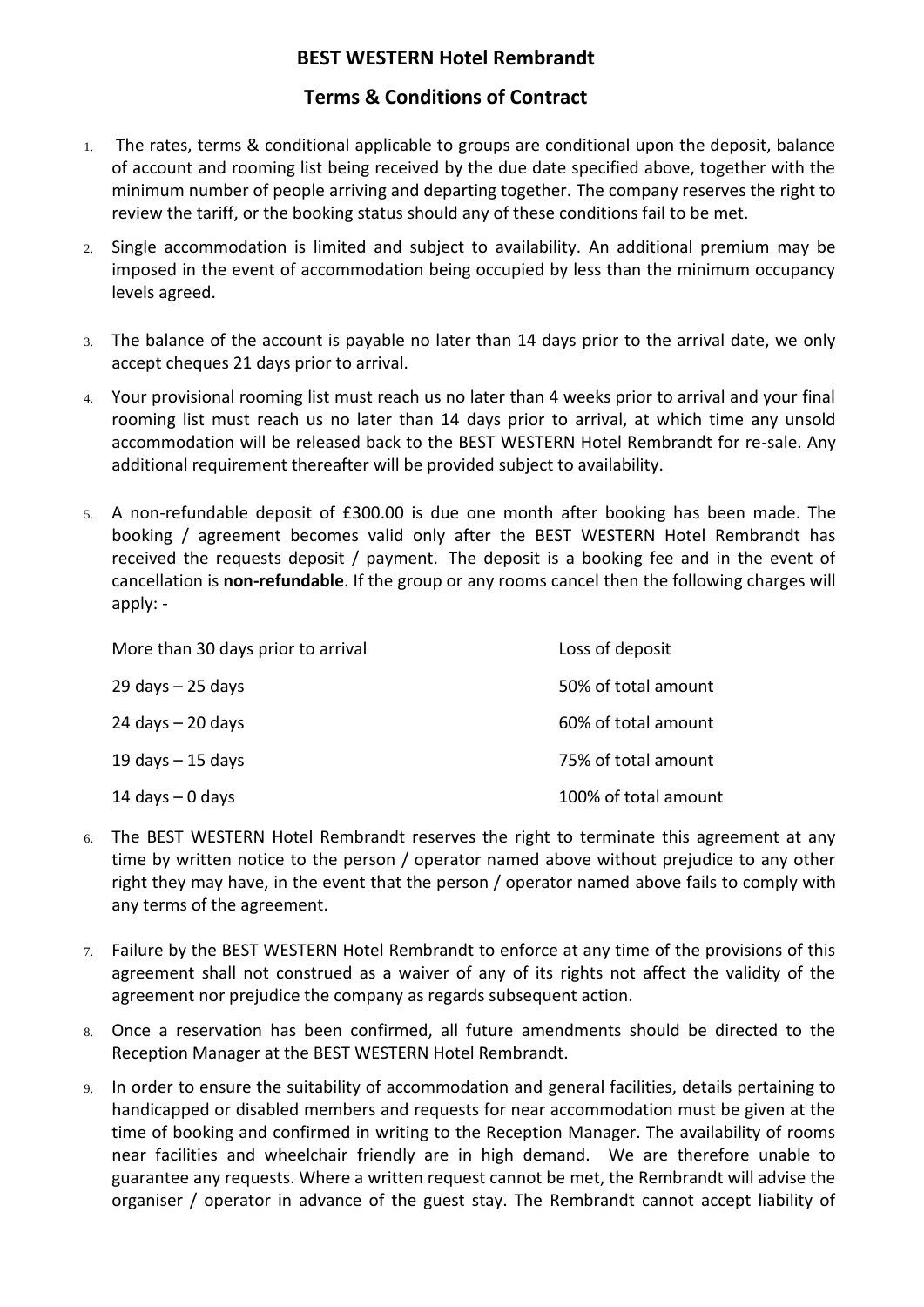# BEST WESTERN Hotel Rembrandt

## Terms & Conditions of Contract

1. The rates, terms & conditional applicable to groups are conditional upon the deposit, balance of account and rooming list being received by the due date specified above, together with the minimum number of people arriving and departing together. The company reserves the right to review the tariff, or the booking status should any of these conditions fail to be met.

2. Single accommodation is limited and subject to availability. An additional premium may be imposed in the event of accommodation being occupied by less than the minimum occupancy levels agreed.

3. The balance of the account is payable no later than 14 days prior to the arrival date, we only accept cheques 21 days prior to arrival.

4. Your provisional rooming list must reach us no later than 4 weeks prior to arrival and your final rooming list must reach us no later than 14 days prior to arrival, at which time any unsold accommodation will be released back to the BEST WESTERN Hotel Rembrandt for re-sale. Any additional requirement thereafter will be provided subject to availability.

5. A non-refundable deposit of £300.00 is due one month after booking has been made. The booking / agreement becomes valid only after the BEST WESTERN Hotel Rembrandt has received the requests deposit / payment. The deposit is a booking fee and in the event of cancellation is **non-refundable**. If the group or any rooms cancel then the following charges will apply: -

| | |
|---|---|
| More than 30 days prior to arrival | Loss of deposit |
| 29 days – 25 days | 50% of total amount |
| 24 days – 20 days | 60% of total amount |
| 19 days – 15 days | 75% of total amount |
| 14 days – 0 days | 100% of total amount |

6. The BEST WESTERN Hotel Rembrandt reserves the right to terminate this agreement at any time by written notice to the person / operator named above without prejudice to any other right they may have, in the event that the person / operator named above fails to comply with any terms of the agreement.

7. Failure by the BEST WESTERN Hotel Rembrandt to enforce at any time of the provisions of this agreement shall not construed as a waiver of any of its rights not affect the validity of the agreement nor prejudice the company as regards subsequent action.

8. Once a reservation has been confirmed, all future amendments should be directed to the Reception Manager at the BEST WESTERN Hotel Rembrandt.

9. In order to ensure the suitability of accommodation and general facilities, details pertaining to handicapped or disabled members and requests for near accommodation must be given at the time of booking and confirmed in writing to the Reception Manager. The availability of rooms near facilities and wheelchair friendly are in high demand. We are therefore unable to guarantee any requests. Where a written request cannot be met, the Rembrandt will advise the organiser / operator in advance of the guest stay. The Rembrandt cannot accept liability of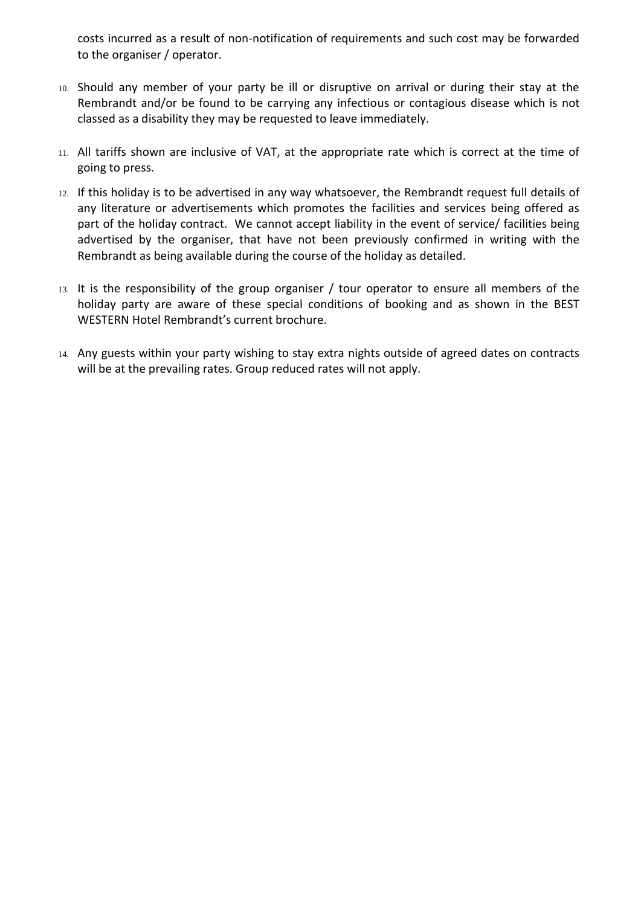costs incurred as a result of non-notification of requirements and such cost may be forwarded to the organiser / operator.

10. Should any member of your party be ill or disruptive on arrival or during their stay at the Rembrandt and/or be found to be carrying any infectious or contagious disease which is not classed as a disability they may be requested to leave immediately.

11. All tariffs shown are inclusive of VAT, at the appropriate rate which is correct at the time of going to press.

12. If this holiday is to be advertised in any way whatsoever, the Rembrandt request full details of any literature or advertisements which promotes the facilities and services being offered as part of the holiday contract. We cannot accept liability in the event of service/ facilities being advertised by the organiser, that have not been previously confirmed in writing with the Rembrandt as being available during the course of the holiday as detailed.

13. It is the responsibility of the group organiser / tour operator to ensure all members of the holiday party are aware of these special conditions of booking and as shown in the BEST WESTERN Hotel Rembrandt's current brochure.

14. Any guests within your party wishing to stay extra nights outside of agreed dates on contracts will be at the prevailing rates. Group reduced rates will not apply.